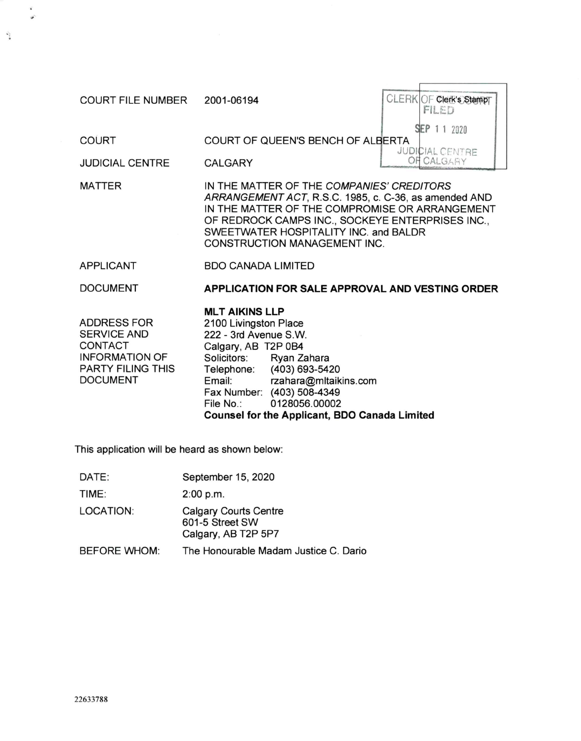| | |
|---|---|
| COURT FILE NUMBER | 2001-06194 |
| COURT | COURT OF QUEEN'S BENCH OF ALBERTA |
| JUDICIAL CENTRE | CALGARY |
| MATTER | IN THE MATTER OF THE *COMPANIES' CREDITORS ARRANGEMENT ACT*, R.S.C. 1985, c. C-36, as amended AND IN THE MATTER OF THE COMPROMISE OR ARRANGEMENT OF REDROCK CAMPS INC., SOCKEYE ENTERPRISES INC., SWEETWATER HOSPITALITY INC. and BALDR CONSTRUCTION MANAGEMENT INC. |
| APPLICANT | BDO CANADA LIMITED |
| DOCUMENT | **APPLICATION FOR SALE APPROVAL AND VESTING ORDER** |
| ADDRESS FOR SERVICE AND CONTACT INFORMATION OF PARTY FILING THIS DOCUMENT | **MLT AIKINS LLP**<br>2100 Livingston Place<br>222 - 3rd Avenue S.W.<br>Calgary, AB T2P 0B4<br>Solicitors: Ryan Zahara<br>Telephone: (403) 693-5420<br>Email: rzahara@mltaikins.com<br>Fax Number: (403) 508-4349<br>File No.: 0128056.00002<br>**Counsel for the Applicant, BDO Canada Limited** |

Clerk's Stamp: CLERK OF THE COURT FILED SEP 11 2020 JUDICIAL CENTRE OF CALGARY

This application will be heard as shown below:

| | |
|---|---|
| DATE: | September 15, 2020 |
| TIME: | 2:00 p.m. |
| LOCATION: | Calgary Courts Centre<br>601-5 Street SW<br>Calgary, AB T2P 5P7 |
| BEFORE WHOM: | The Honourable Madam Justice C. Dario |

22633788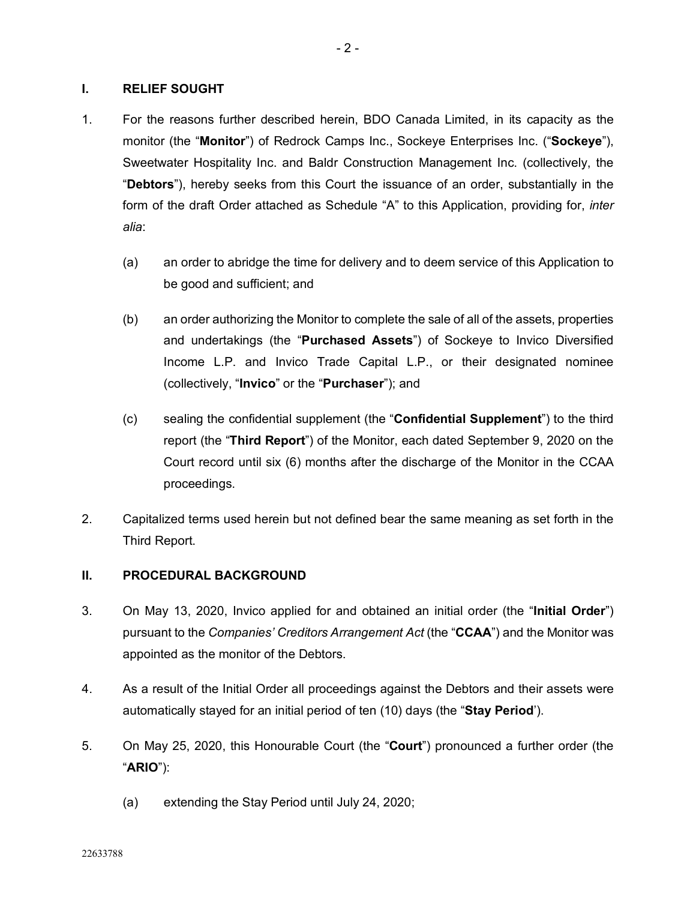## I. RELIEF SOUGHT

1. For the reasons further described herein, BDO Canada Limited, in its capacity as the monitor (the "**Monitor**") of Redrock Camps Inc., Sockeye Enterprises Inc. ("**Sockeye**"), Sweetwater Hospitality Inc. and Baldr Construction Management Inc. (collectively, the "**Debtors**"), hereby seeks from this Court the issuance of an order, substantially in the form of the draft Order attached as Schedule "A" to this Application, providing for, *inter alia*:

   (a) an order to abridge the time for delivery and to deem service of this Application to be good and sufficient; and

   (b) an order authorizing the Monitor to complete the sale of all of the assets, properties and undertakings (the "**Purchased Assets**") of Sockeye to Invico Diversified Income L.P. and Invico Trade Capital L.P., or their designated nominee (collectively, "**Invico**" or the "**Purchaser**"); and

   (c) sealing the confidential supplement (the "**Confidential Supplement**") to the third report (the "**Third Report**") of the Monitor, each dated September 9, 2020 on the Court record until six (6) months after the discharge of the Monitor in the CCAA proceedings.

2. Capitalized terms used herein but not defined bear the same meaning as set forth in the Third Report.

## II. PROCEDURAL BACKGROUND

3. On May 13, 2020, Invico applied for and obtained an initial order (the "**Initial Order**") pursuant to the *Companies' Creditors Arrangement Act* (the "**CCAA**") and the Monitor was appointed as the monitor of the Debtors.

4. As a result of the Initial Order all proceedings against the Debtors and their assets were automatically stayed for an initial period of ten (10) days (the "**Stay Period**').

5. On May 25, 2020, this Honourable Court (the "**Court**") pronounced a further order (the "**ARIO**"):

   (a) extending the Stay Period until July 24, 2020;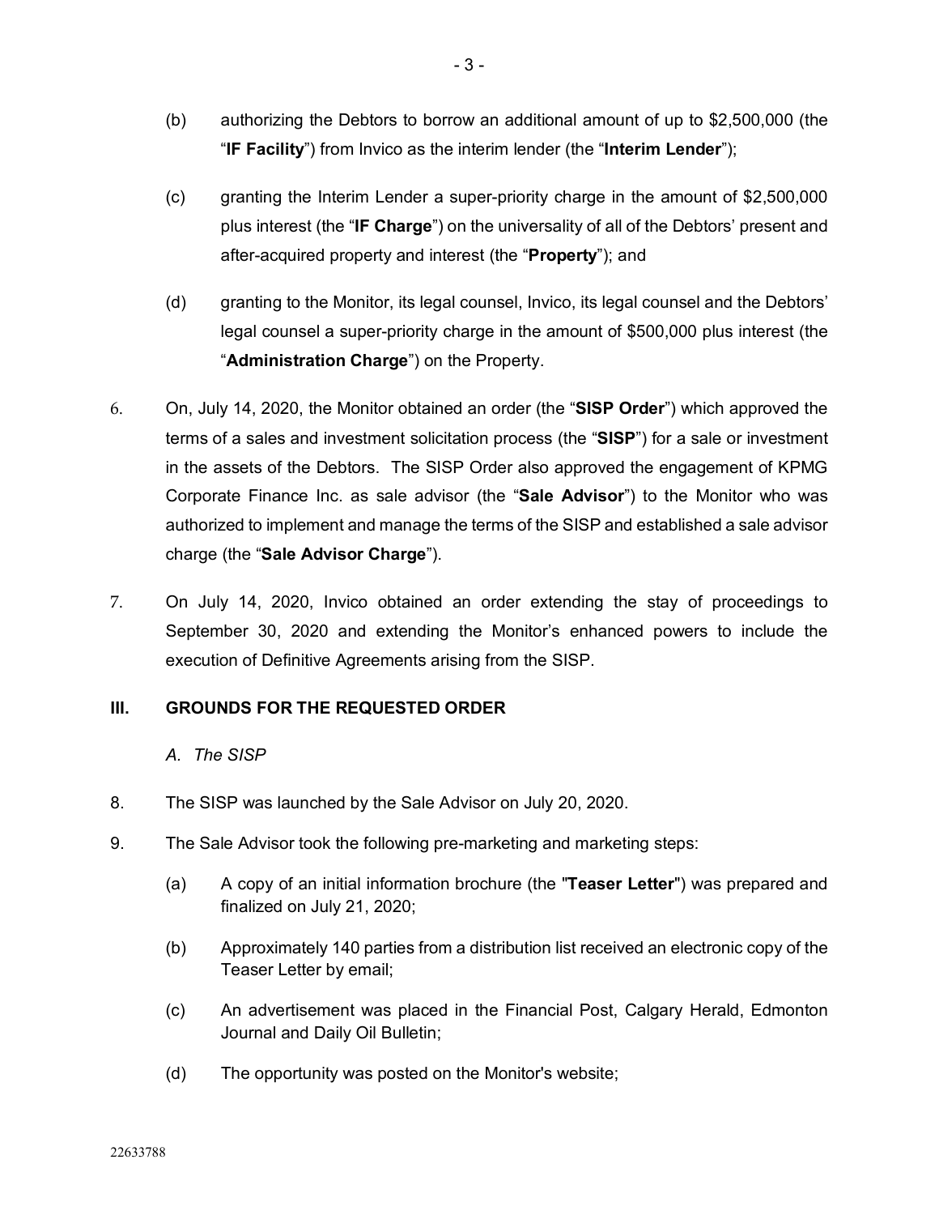(b) authorizing the Debtors to borrow an additional amount of up to $2,500,000 (the "**IF Facility**") from Invico as the interim lender (the "**Interim Lender**");

(c) granting the Interim Lender a super-priority charge in the amount of $2,500,000 plus interest (the "**IF Charge**") on the universality of all of the Debtors' present and after-acquired property and interest (the "**Property**"); and

(d) granting to the Monitor, its legal counsel, Invico, its legal counsel and the Debtors' legal counsel a super-priority charge in the amount of $500,000 plus interest (the "**Administration Charge**") on the Property.

6. On, July 14, 2020, the Monitor obtained an order (the "**SISP Order**") which approved the terms of a sales and investment solicitation process (the "**SISP**") for a sale or investment in the assets of the Debtors. The SISP Order also approved the engagement of KPMG Corporate Finance Inc. as sale advisor (the "**Sale Advisor**") to the Monitor who was authorized to implement and manage the terms of the SISP and established a sale advisor charge (the "**Sale Advisor Charge**").

7. On July 14, 2020, Invico obtained an order extending the stay of proceedings to September 30, 2020 and extending the Monitor's enhanced powers to include the execution of Definitive Agreements arising from the SISP.

## III. GROUNDS FOR THE REQUESTED ORDER

### *A. The SISP*

8. The SISP was launched by the Sale Advisor on July 20, 2020.

9. The Sale Advisor took the following pre-marketing and marketing steps:

(a) A copy of an initial information brochure (the "**Teaser Letter**") was prepared and finalized on July 21, 2020;

(b) Approximately 140 parties from a distribution list received an electronic copy of the Teaser Letter by email;

(c) An advertisement was placed in the Financial Post, Calgary Herald, Edmonton Journal and Daily Oil Bulletin;

(d) The opportunity was posted on the Monitor's website;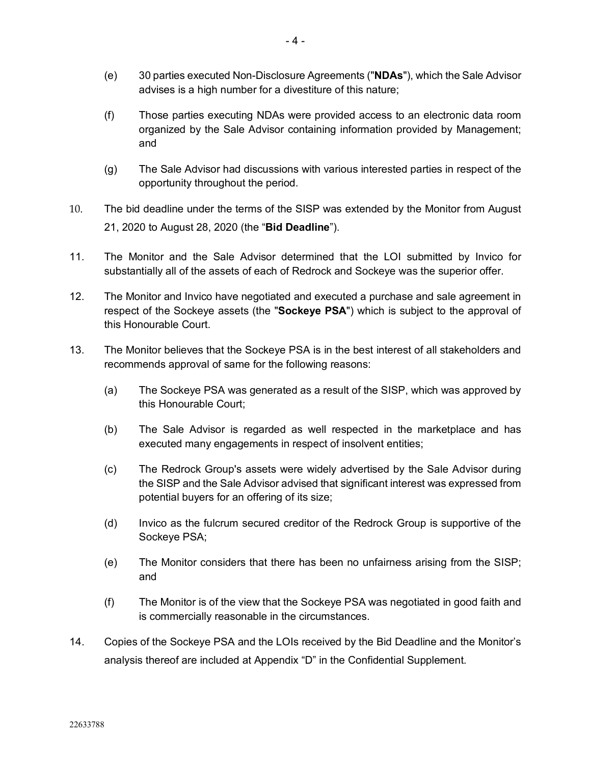(e) 30 parties executed Non-Disclosure Agreements ("**NDAs**"), which the Sale Advisor advises is a high number for a divestiture of this nature;

(f) Those parties executing NDAs were provided access to an electronic data room organized by the Sale Advisor containing information provided by Management; and

(g) The Sale Advisor had discussions with various interested parties in respect of the opportunity throughout the period.

10. The bid deadline under the terms of the SISP was extended by the Monitor from August 21, 2020 to August 28, 2020 (the "**Bid Deadline**").

11. The Monitor and the Sale Advisor determined that the LOI submitted by Invico for substantially all of the assets of each of Redrock and Sockeye was the superior offer.

12. The Monitor and Invico have negotiated and executed a purchase and sale agreement in respect of the Sockeye assets (the "**Sockeye PSA**") which is subject to the approval of this Honourable Court.

13. The Monitor believes that the Sockeye PSA is in the best interest of all stakeholders and recommends approval of same for the following reasons:

    (a) The Sockeye PSA was generated as a result of the SISP, which was approved by this Honourable Court;

    (b) The Sale Advisor is regarded as well respected in the marketplace and has executed many engagements in respect of insolvent entities;

    (c) The Redrock Group's assets were widely advertised by the Sale Advisor during the SISP and the Sale Advisor advised that significant interest was expressed from potential buyers for an offering of its size;

    (d) Invico as the fulcrum secured creditor of the Redrock Group is supportive of the Sockeye PSA;

    (e) The Monitor considers that there has been no unfairness arising from the SISP; and

    (f) The Monitor is of the view that the Sockeye PSA was negotiated in good faith and is commercially reasonable in the circumstances.

14. Copies of the Sockeye PSA and the LOIs received by the Bid Deadline and the Monitor's analysis thereof are included at Appendix "D" in the Confidential Supplement.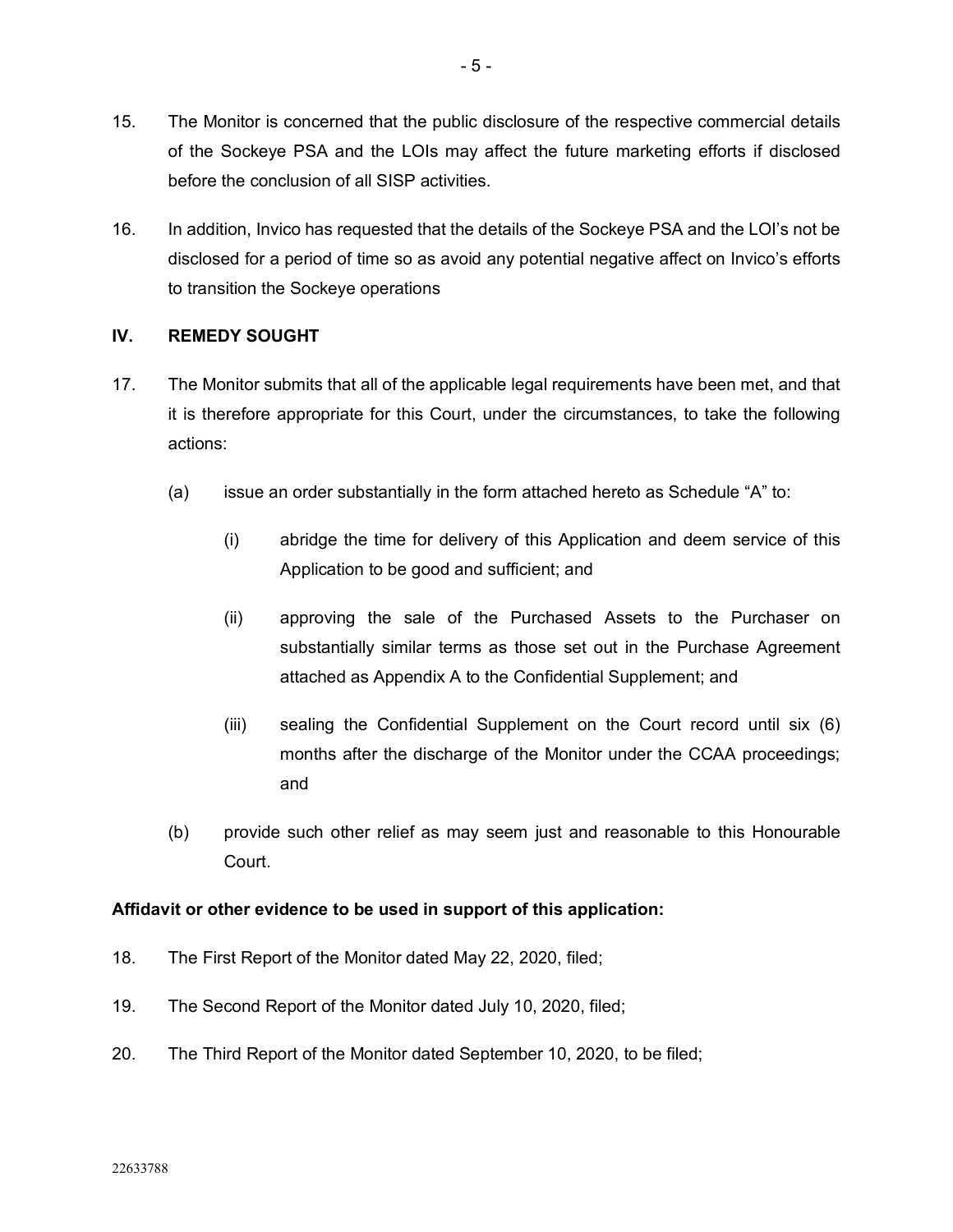15. The Monitor is concerned that the public disclosure of the respective commercial details of the Sockeye PSA and the LOIs may affect the future marketing efforts if disclosed before the conclusion of all SISP activities.

16. In addition, Invico has requested that the details of the Sockeye PSA and the LOI's not be disclosed for a period of time so as avoid any potential negative affect on Invico's efforts to transition the Sockeye operations

## IV. REMEDY SOUGHT

17. The Monitor submits that all of the applicable legal requirements have been met, and that it is therefore appropriate for this Court, under the circumstances, to take the following actions:

    (a) issue an order substantially in the form attached hereto as Schedule "A" to:

        (i) abridge the time for delivery of this Application and deem service of this Application to be good and sufficient; and

        (ii) approving the sale of the Purchased Assets to the Purchaser on substantially similar terms as those set out in the Purchase Agreement attached as Appendix A to the Confidential Supplement; and

        (iii) sealing the Confidential Supplement on the Court record until six (6) months after the discharge of the Monitor under the CCAA proceedings; and

    (b) provide such other relief as may seem just and reasonable to this Honourable Court.

**Affidavit or other evidence to be used in support of this application:**

18. The First Report of the Monitor dated May 22, 2020, filed;

19. The Second Report of the Monitor dated July 10, 2020, filed;

20. The Third Report of the Monitor dated September 10, 2020, to be filed;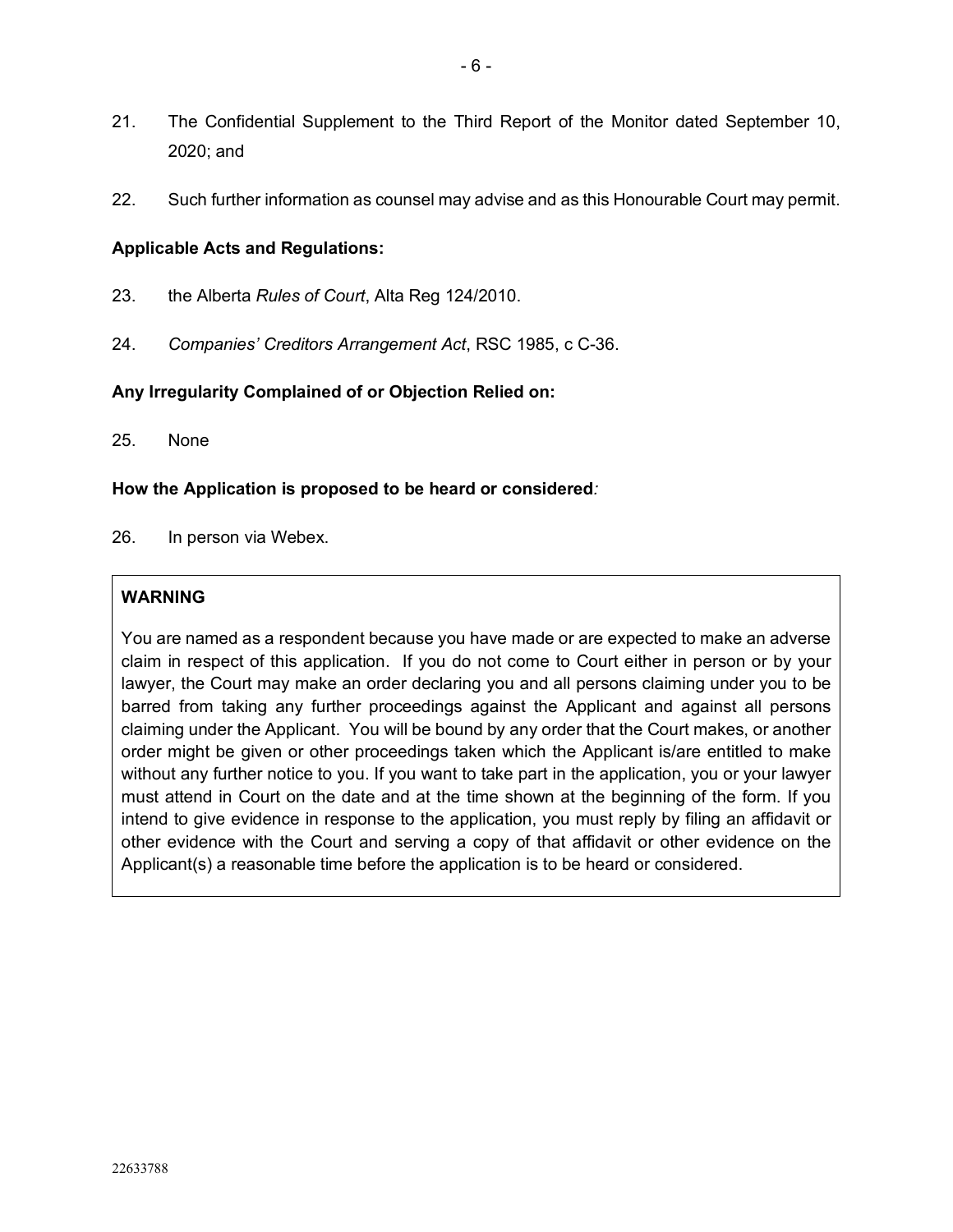21. The Confidential Supplement to the Third Report of the Monitor dated September 10, 2020; and

22. Such further information as counsel may advise and as this Honourable Court may permit.

**Applicable Acts and Regulations:**

23. the Alberta *Rules of Court*, Alta Reg 124/2010.

24. *Companies' Creditors Arrangement Act*, RSC 1985, c C-36.

**Any Irregularity Complained of or Objection Relied on:**

25. None

**How the Application is proposed to be heard or considered***:*

26. In person via Webex.

**WARNING**

You are named as a respondent because you have made or are expected to make an adverse claim in respect of this application. If you do not come to Court either in person or by your lawyer, the Court may make an order declaring you and all persons claiming under you to be barred from taking any further proceedings against the Applicant and against all persons claiming under the Applicant. You will be bound by any order that the Court makes, or another order might be given or other proceedings taken which the Applicant is/are entitled to make without any further notice to you. If you want to take part in the application, you or your lawyer must attend in Court on the date and at the time shown at the beginning of the form. If you intend to give evidence in response to the application, you must reply by filing an affidavit or other evidence with the Court and serving a copy of that affidavit or other evidence on the Applicant(s) a reasonable time before the application is to be heard or considered.

22633788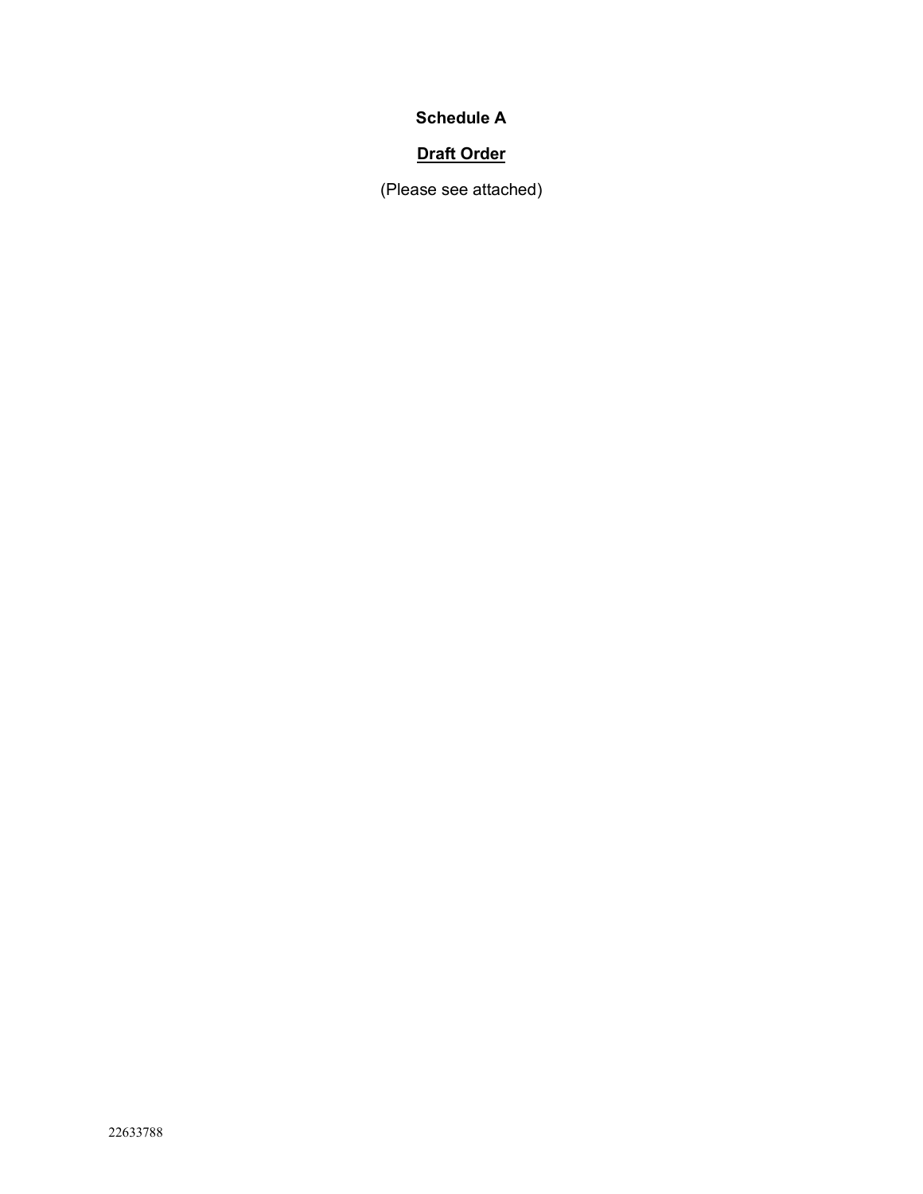**Schedule A**

**Draft Order**

(Please see attached)

22633788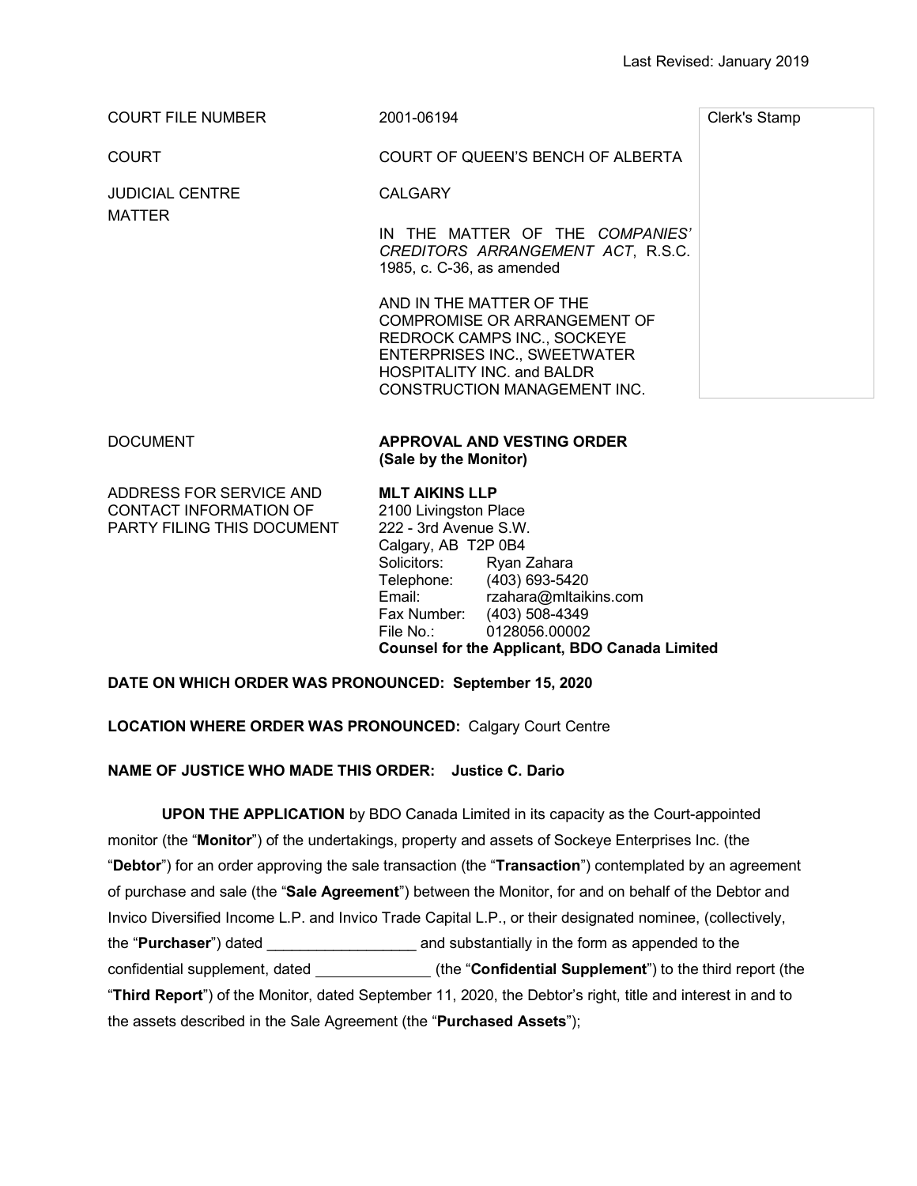Last Revised: January 2019

| | | |
|---|---|---|
| COURT FILE NUMBER | 2001-06194 | Clerk's Stamp |
| COURT | COURT OF QUEEN'S BENCH OF ALBERTA | |
| JUDICIAL CENTRE | CALGARY | |
| MATTER | IN THE MATTER OF THE *COMPANIES' CREDITORS ARRANGEMENT ACT*, R.S.C. 1985, c. C-36, as amended<br><br>AND IN THE MATTER OF THE COMPROMISE OR ARRANGEMENT OF REDROCK CAMPS INC., SOCKEYE ENTERPRISES INC., SWEETWATER HOSPITALITY INC. and BALDR CONSTRUCTION MANAGEMENT INC. | |
| DOCUMENT | **APPROVAL AND VESTING ORDER (Sale by the Monitor)** | |
| ADDRESS FOR SERVICE AND CONTACT INFORMATION OF PARTY FILING THIS DOCUMENT | **MLT AIKINS LLP**<br>2100 Livingston Place<br>222 - 3rd Avenue S.W.<br>Calgary, AB T2P 0B4<br>Solicitors: Ryan Zahara<br>Telephone: (403) 693-5420<br>Email: rzahara@mltaikins.com<br>Fax Number: (403) 508-4349<br>File No.: 0128056.00002<br>**Counsel for the Applicant, BDO Canada Limited** | |

**DATE ON WHICH ORDER WAS PRONOUNCED: September 15, 2020**

**LOCATION WHERE ORDER WAS PRONOUNCED:** Calgary Court Centre

**NAME OF JUSTICE WHO MADE THIS ORDER: Justice C. Dario**

**UPON THE APPLICATION** by BDO Canada Limited in its capacity as the Court-appointed monitor (the "**Monitor**") of the undertakings, property and assets of Sockeye Enterprises Inc. (the "**Debtor**") for an order approving the sale transaction (the "**Transaction**") contemplated by an agreement of purchase and sale (the "**Sale Agreement**") between the Monitor, for and on behalf of the Debtor and Invico Diversified Income L.P. and Invico Trade Capital L.P., or their designated nominee, (collectively, the "**Purchaser**") dated __________________ and substantially in the form as appended to the confidential supplement, dated ______________ (the "**Confidential Supplement**") to the third report (the "**Third Report**") of the Monitor, dated September 11, 2020, the Debtor's right, title and interest in and to the assets described in the Sale Agreement (the "**Purchased Assets**");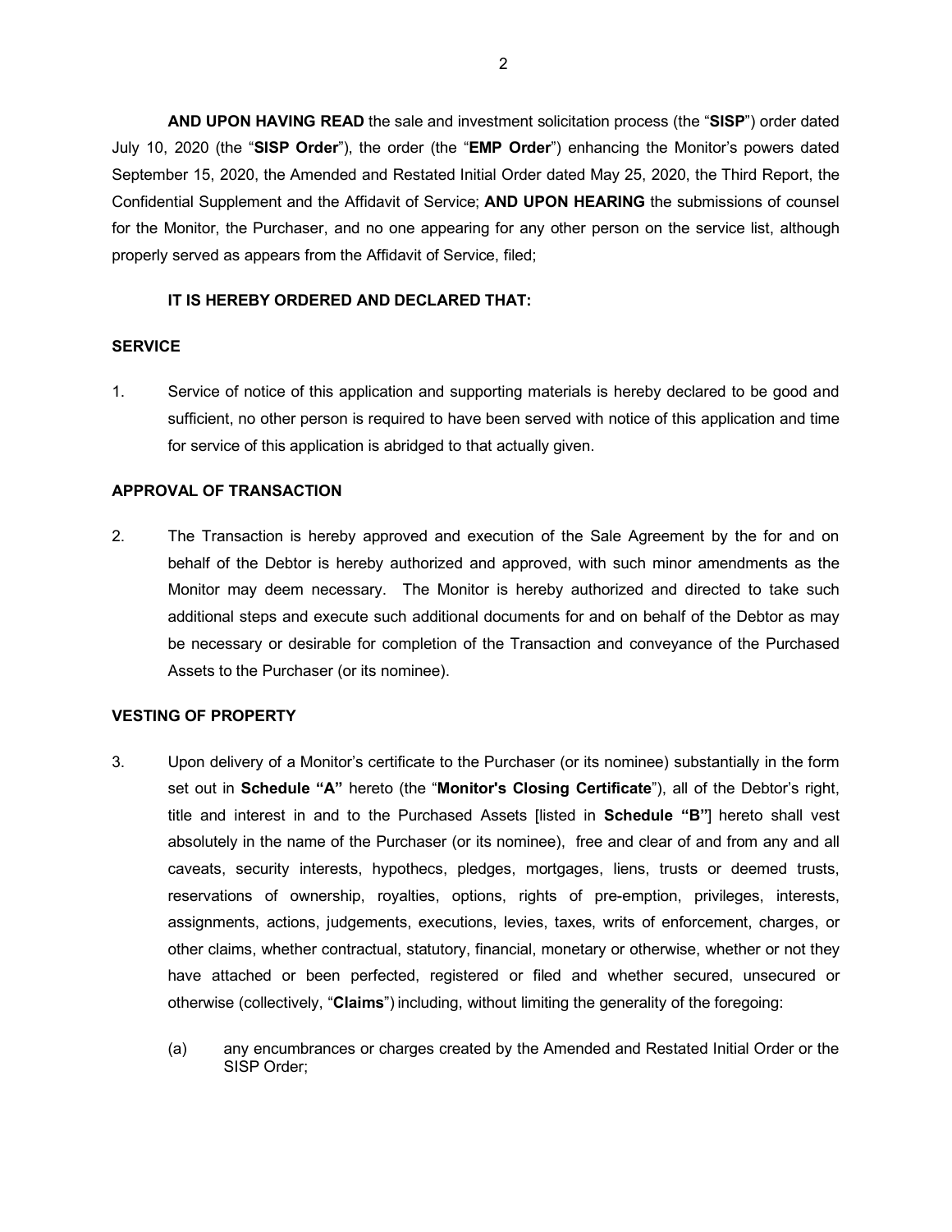**AND UPON HAVING READ** the sale and investment solicitation process (the "**SISP**") order dated July 10, 2020 (the "**SISP Order**"), the order (the "**EMP Order**") enhancing the Monitor's powers dated September 15, 2020, the Amended and Restated Initial Order dated May 25, 2020, the Third Report, the Confidential Supplement and the Affidavit of Service; **AND UPON HEARING** the submissions of counsel for the Monitor, the Purchaser, and no one appearing for any other person on the service list, although properly served as appears from the Affidavit of Service, filed;

**IT IS HEREBY ORDERED AND DECLARED THAT:**

**SERVICE**

1. Service of notice of this application and supporting materials is hereby declared to be good and sufficient, no other person is required to have been served with notice of this application and time for service of this application is abridged to that actually given.

**APPROVAL OF TRANSACTION**

2. The Transaction is hereby approved and execution of the Sale Agreement by the for and on behalf of the Debtor is hereby authorized and approved, with such minor amendments as the Monitor may deem necessary. The Monitor is hereby authorized and directed to take such additional steps and execute such additional documents for and on behalf of the Debtor as may be necessary or desirable for completion of the Transaction and conveyance of the Purchased Assets to the Purchaser (or its nominee).

**VESTING OF PROPERTY**

3. Upon delivery of a Monitor's certificate to the Purchaser (or its nominee) substantially in the form set out in **Schedule "A"** hereto (the "**Monitor's Closing Certificate**"), all of the Debtor's right, title and interest in and to the Purchased Assets [listed in **Schedule "B"**] hereto shall vest absolutely in the name of the Purchaser (or its nominee), free and clear of and from any and all caveats, security interests, hypothecs, pledges, mortgages, liens, trusts or deemed trusts, reservations of ownership, royalties, options, rights of pre-emption, privileges, interests, assignments, actions, judgements, executions, levies, taxes, writs of enforcement, charges, or other claims, whether contractual, statutory, financial, monetary or otherwise, whether or not they have attached or been perfected, registered or filed and whether secured, unsecured or otherwise (collectively, "**Claims**") including, without limiting the generality of the foregoing:

   (a) any encumbrances or charges created by the Amended and Restated Initial Order or the SISP Order;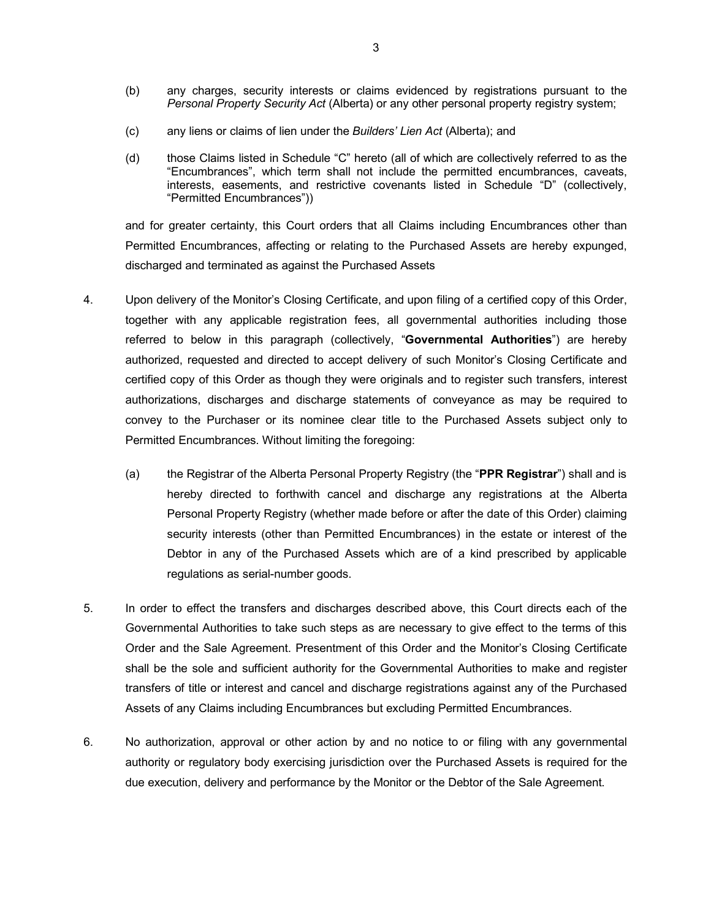(b) any charges, security interests or claims evidenced by registrations pursuant to the *Personal Property Security Act* (Alberta) or any other personal property registry system;

(c) any liens or claims of lien under the *Builders' Lien Act* (Alberta); and

(d) those Claims listed in Schedule "C" hereto (all of which are collectively referred to as the "Encumbrances", which term shall not include the permitted encumbrances, caveats, interests, easements, and restrictive covenants listed in Schedule "D" (collectively, "Permitted Encumbrances"))

and for greater certainty, this Court orders that all Claims including Encumbrances other than Permitted Encumbrances, affecting or relating to the Purchased Assets are hereby expunged, discharged and terminated as against the Purchased Assets

4. Upon delivery of the Monitor's Closing Certificate, and upon filing of a certified copy of this Order, together with any applicable registration fees, all governmental authorities including those referred to below in this paragraph (collectively, "**Governmental Authorities**") are hereby authorized, requested and directed to accept delivery of such Monitor's Closing Certificate and certified copy of this Order as though they were originals and to register such transfers, interest authorizations, discharges and discharge statements of conveyance as may be required to convey to the Purchaser or its nominee clear title to the Purchased Assets subject only to Permitted Encumbrances. Without limiting the foregoing:

   (a) the Registrar of the Alberta Personal Property Registry (the "**PPR Registrar**") shall and is hereby directed to forthwith cancel and discharge any registrations at the Alberta Personal Property Registry (whether made before or after the date of this Order) claiming security interests (other than Permitted Encumbrances) in the estate or interest of the Debtor in any of the Purchased Assets which are of a kind prescribed by applicable regulations as serial-number goods.

5. In order to effect the transfers and discharges described above, this Court directs each of the Governmental Authorities to take such steps as are necessary to give effect to the terms of this Order and the Sale Agreement. Presentment of this Order and the Monitor's Closing Certificate shall be the sole and sufficient authority for the Governmental Authorities to make and register transfers of title or interest and cancel and discharge registrations against any of the Purchased Assets of any Claims including Encumbrances but excluding Permitted Encumbrances.

6. No authorization, approval or other action by and no notice to or filing with any governmental authority or regulatory body exercising jurisdiction over the Purchased Assets is required for the due execution, delivery and performance by the Monitor or the Debtor of the Sale Agreement.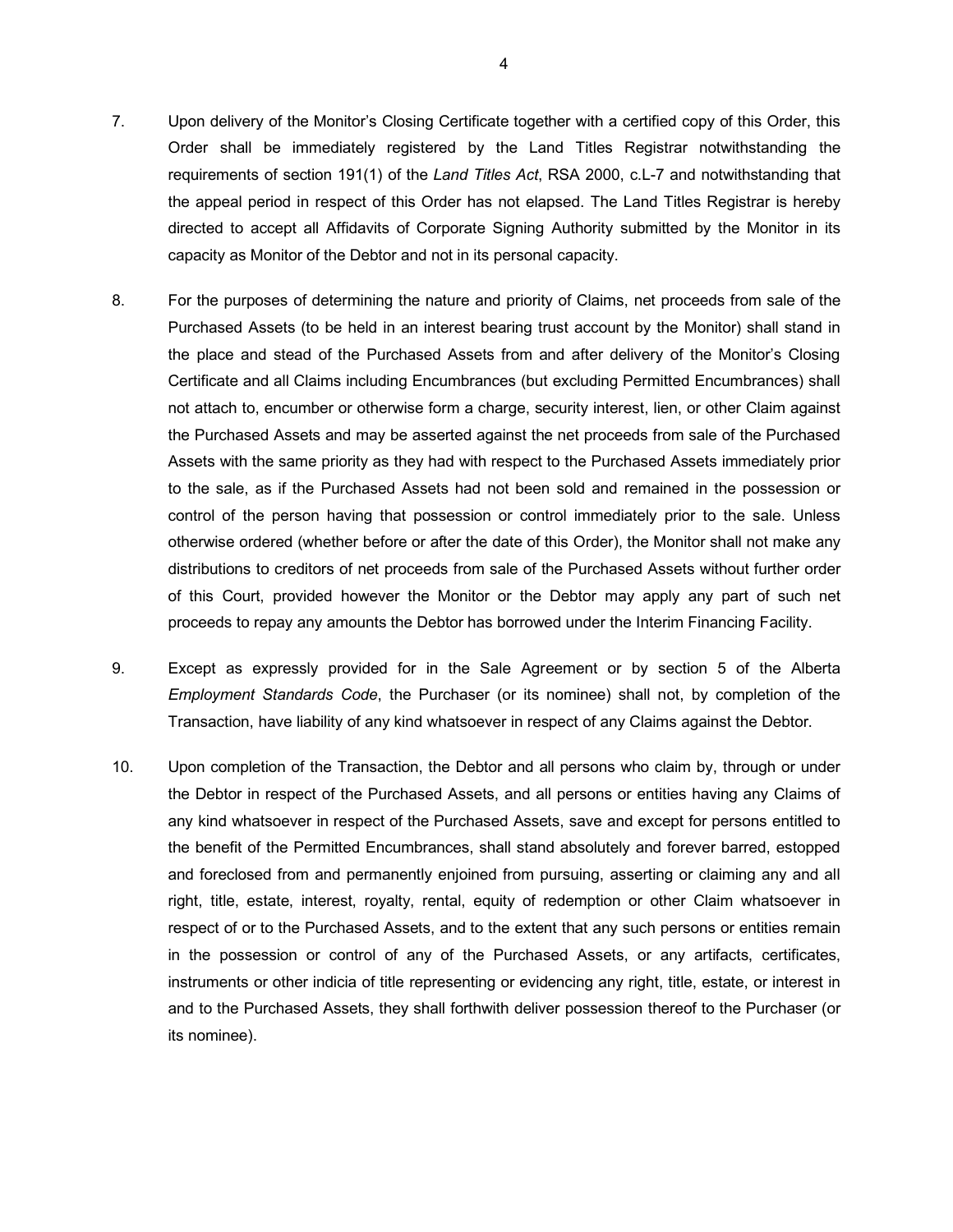7. Upon delivery of the Monitor's Closing Certificate together with a certified copy of this Order, this Order shall be immediately registered by the Land Titles Registrar notwithstanding the requirements of section 191(1) of the *Land Titles Act*, RSA 2000, c.L-7 and notwithstanding that the appeal period in respect of this Order has not elapsed. The Land Titles Registrar is hereby directed to accept all Affidavits of Corporate Signing Authority submitted by the Monitor in its capacity as Monitor of the Debtor and not in its personal capacity.

8. For the purposes of determining the nature and priority of Claims, net proceeds from sale of the Purchased Assets (to be held in an interest bearing trust account by the Monitor) shall stand in the place and stead of the Purchased Assets from and after delivery of the Monitor's Closing Certificate and all Claims including Encumbrances (but excluding Permitted Encumbrances) shall not attach to, encumber or otherwise form a charge, security interest, lien, or other Claim against the Purchased Assets and may be asserted against the net proceeds from sale of the Purchased Assets with the same priority as they had with respect to the Purchased Assets immediately prior to the sale, as if the Purchased Assets had not been sold and remained in the possession or control of the person having that possession or control immediately prior to the sale. Unless otherwise ordered (whether before or after the date of this Order), the Monitor shall not make any distributions to creditors of net proceeds from sale of the Purchased Assets without further order of this Court, provided however the Monitor or the Debtor may apply any part of such net proceeds to repay any amounts the Debtor has borrowed under the Interim Financing Facility.

9. Except as expressly provided for in the Sale Agreement or by section 5 of the Alberta *Employment Standards Code*, the Purchaser (or its nominee) shall not, by completion of the Transaction, have liability of any kind whatsoever in respect of any Claims against the Debtor.

10. Upon completion of the Transaction, the Debtor and all persons who claim by, through or under the Debtor in respect of the Purchased Assets, and all persons or entities having any Claims of any kind whatsoever in respect of the Purchased Assets, save and except for persons entitled to the benefit of the Permitted Encumbrances, shall stand absolutely and forever barred, estopped and foreclosed from and permanently enjoined from pursuing, asserting or claiming any and all right, title, estate, interest, royalty, rental, equity of redemption or other Claim whatsoever in respect of or to the Purchased Assets, and to the extent that any such persons or entities remain in the possession or control of any of the Purchased Assets, or any artifacts, certificates, instruments or other indicia of title representing or evidencing any right, title, estate, or interest in and to the Purchased Assets, they shall forthwith deliver possession thereof to the Purchaser (or its nominee).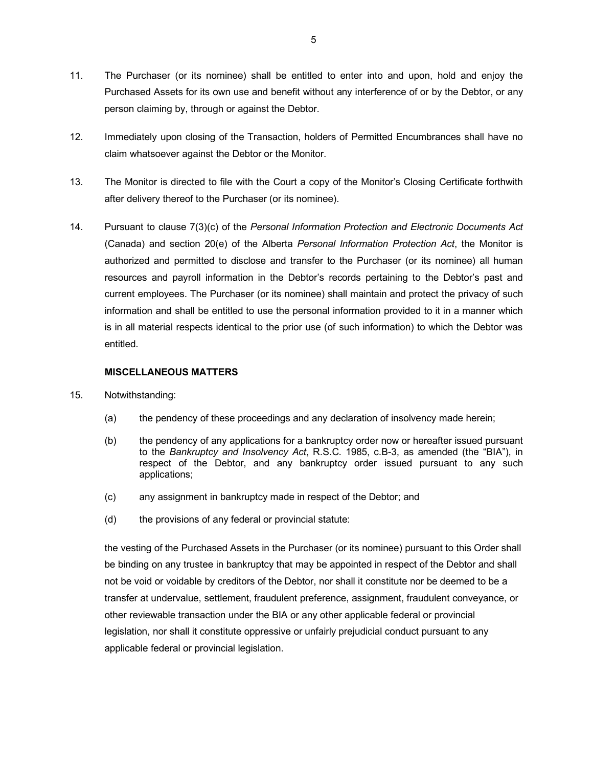11. The Purchaser (or its nominee) shall be entitled to enter into and upon, hold and enjoy the Purchased Assets for its own use and benefit without any interference of or by the Debtor, or any person claiming by, through or against the Debtor.

12. Immediately upon closing of the Transaction, holders of Permitted Encumbrances shall have no claim whatsoever against the Debtor or the Monitor.

13. The Monitor is directed to file with the Court a copy of the Monitor's Closing Certificate forthwith after delivery thereof to the Purchaser (or its nominee).

14. Pursuant to clause 7(3)(c) of the *Personal Information Protection and Electronic Documents Act* (Canada) and section 20(e) of the Alberta *Personal Information Protection Act*, the Monitor is authorized and permitted to disclose and transfer to the Purchaser (or its nominee) all human resources and payroll information in the Debtor's records pertaining to the Debtor's past and current employees. The Purchaser (or its nominee) shall maintain and protect the privacy of such information and shall be entitled to use the personal information provided to it in a manner which is in all material respects identical to the prior use (of such information) to which the Debtor was entitled.

**MISCELLANEOUS MATTERS**

15. Notwithstanding:

    (a) the pendency of these proceedings and any declaration of insolvency made herein;

    (b) the pendency of any applications for a bankruptcy order now or hereafter issued pursuant to the *Bankruptcy and Insolvency Act*, R.S.C. 1985, c.B-3, as amended (the "BIA"), in respect of the Debtor, and any bankruptcy order issued pursuant to any such applications;

    (c) any assignment in bankruptcy made in respect of the Debtor; and

    (d) the provisions of any federal or provincial statute:

    the vesting of the Purchased Assets in the Purchaser (or its nominee) pursuant to this Order shall be binding on any trustee in bankruptcy that may be appointed in respect of the Debtor and shall not be void or voidable by creditors of the Debtor, nor shall it constitute nor be deemed to be a transfer at undervalue, settlement, fraudulent preference, assignment, fraudulent conveyance, or other reviewable transaction under the BIA or any other applicable federal or provincial legislation, nor shall it constitute oppressive or unfairly prejudicial conduct pursuant to any applicable federal or provincial legislation.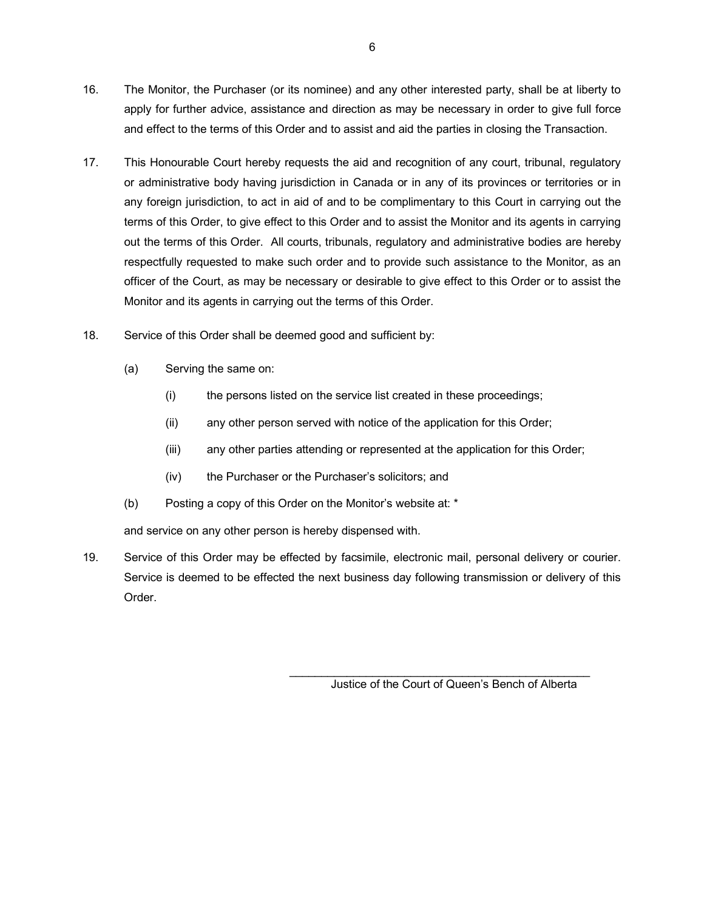16. The Monitor, the Purchaser (or its nominee) and any other interested party, shall be at liberty to apply for further advice, assistance and direction as may be necessary in order to give full force and effect to the terms of this Order and to assist and aid the parties in closing the Transaction.

17. This Honourable Court hereby requests the aid and recognition of any court, tribunal, regulatory or administrative body having jurisdiction in Canada or in any of its provinces or territories or in any foreign jurisdiction, to act in aid of and to be complimentary to this Court in carrying out the terms of this Order, to give effect to this Order and to assist the Monitor and its agents in carrying out the terms of this Order. All courts, tribunals, regulatory and administrative bodies are hereby respectfully requested to make such order and to provide such assistance to the Monitor, as an officer of the Court, as may be necessary or desirable to give effect to this Order or to assist the Monitor and its agents in carrying out the terms of this Order.

18. Service of this Order shall be deemed good and sufficient by:

    (a) Serving the same on:

        (i) the persons listed on the service list created in these proceedings;

        (ii) any other person served with notice of the application for this Order;

        (iii) any other parties attending or represented at the application for this Order;

        (iv) the Purchaser or the Purchaser's solicitors; and

    (b) Posting a copy of this Order on the Monitor's website at: *

    and service on any other person is hereby dispensed with.

19. Service of this Order may be effected by facsimile, electronic mail, personal delivery or courier. Service is deemed to be effected the next business day following transmission or delivery of this Order.

\_\_\_\_\_\_\_\_\_\_\_\_\_\_\_\_\_\_\_\_\_\_\_\_\_\_\_\_\_\_\_\_\_\_\_\_\_\_\_\_

Justice of the Court of Queen's Bench of Alberta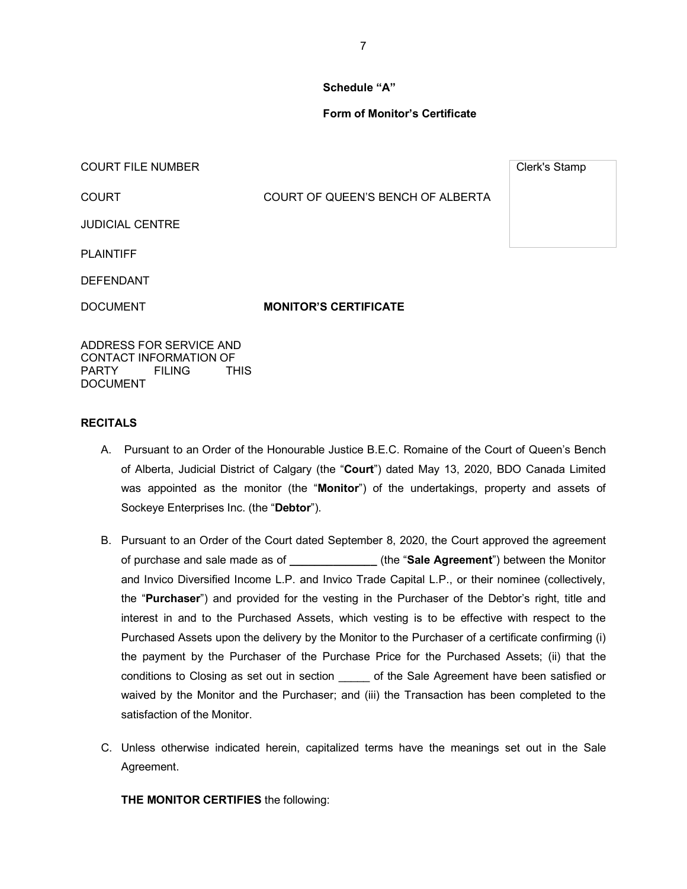**Schedule "A"**

**Form of Monitor's Certificate**

| | | |
|---|---|---|
| COURT FILE NUMBER | | Clerk's Stamp |
| COURT | COURT OF QUEEN'S BENCH OF ALBERTA | |
| JUDICIAL CENTRE | | |
| PLAINTIFF | | |
| DEFENDANT | | |
| DOCUMENT | **MONITOR'S CERTIFICATE** | |
| ADDRESS FOR SERVICE AND CONTACT INFORMATION OF PARTY FILING THIS DOCUMENT | | |

**RECITALS**

A. Pursuant to an Order of the Honourable Justice B.E.C. Romaine of the Court of Queen's Bench of Alberta, Judicial District of Calgary (the "**Court**") dated May 13, 2020, BDO Canada Limited was appointed as the monitor (the "**Monitor**") of the undertakings, property and assets of Sockeye Enterprises Inc. (the "**Debtor**").

B. Pursuant to an Order of the Court dated September 8, 2020, the Court approved the agreement of purchase and sale made as of **______________** (the "**Sale Agreement**") between the Monitor and Invico Diversified Income L.P. and Invico Trade Capital L.P., or their nominee (collectively, the "**Purchaser**") and provided for the vesting in the Purchaser of the Debtor's right, title and interest in and to the Purchased Assets, which vesting is to be effective with respect to the Purchased Assets upon the delivery by the Monitor to the Purchaser of a certificate confirming (i) the payment by the Purchaser of the Purchase Price for the Purchased Assets; (ii) that the conditions to Closing as set out in section _____ of the Sale Agreement have been satisfied or waived by the Monitor and the Purchaser; and (iii) the Transaction has been completed to the satisfaction of the Monitor.

C. Unless otherwise indicated herein, capitalized terms have the meanings set out in the Sale Agreement.

**THE MONITOR CERTIFIES** the following: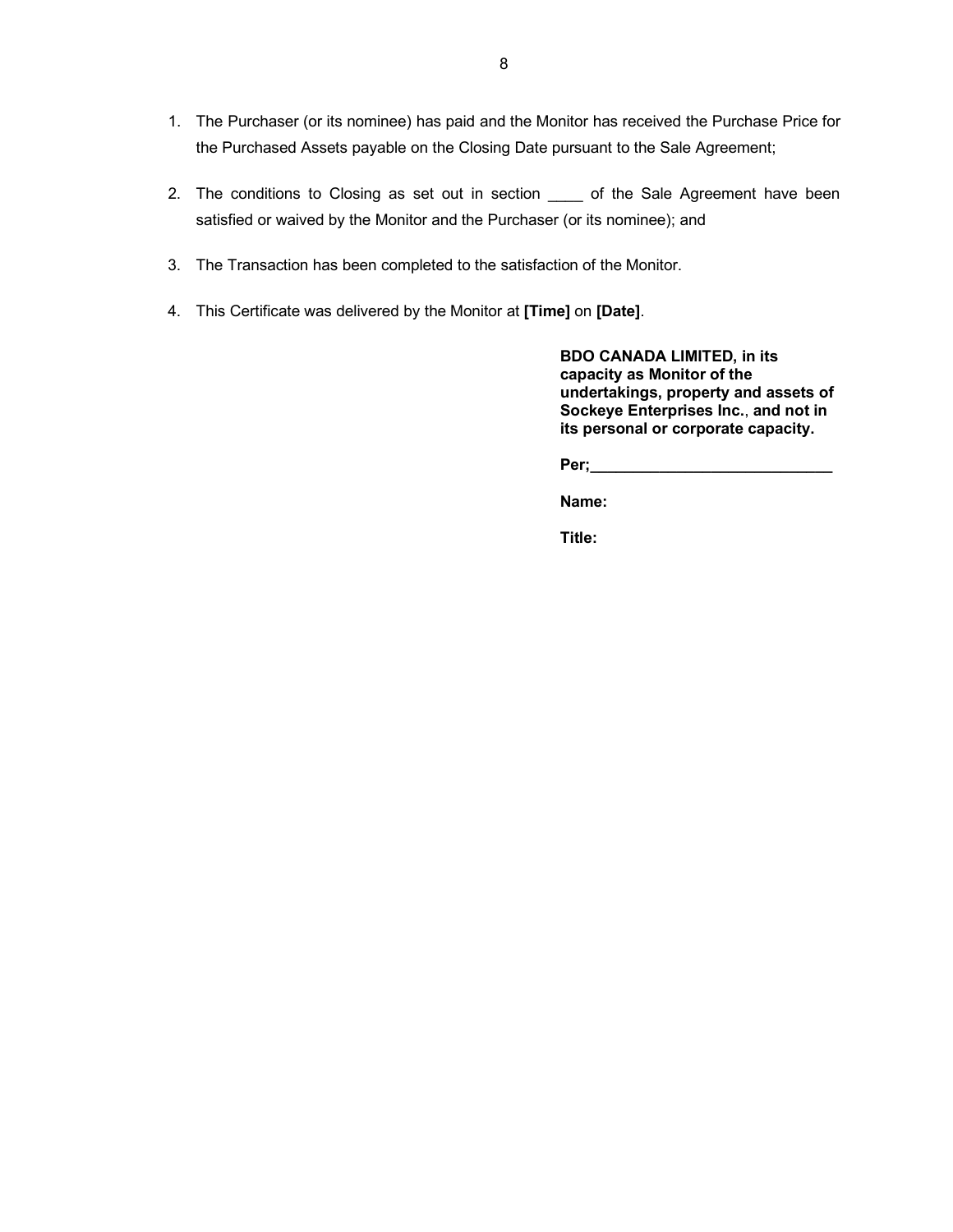1. The Purchaser (or its nominee) has paid and the Monitor has received the Purchase Price for the Purchased Assets payable on the Closing Date pursuant to the Sale Agreement;

2. The conditions to Closing as set out in section ____ of the Sale Agreement have been satisfied or waived by the Monitor and the Purchaser (or its nominee); and

3. The Transaction has been completed to the satisfaction of the Monitor.

4. This Certificate was delivered by the Monitor at **[Time]** on **[Date]**.

**BDO CANADA LIMITED, in its capacity as Monitor of the undertakings, property and assets of Sockeye Enterprises Inc., and not in its personal or corporate capacity.**

**Per;_____________________________**

**Name:**

**Title:**